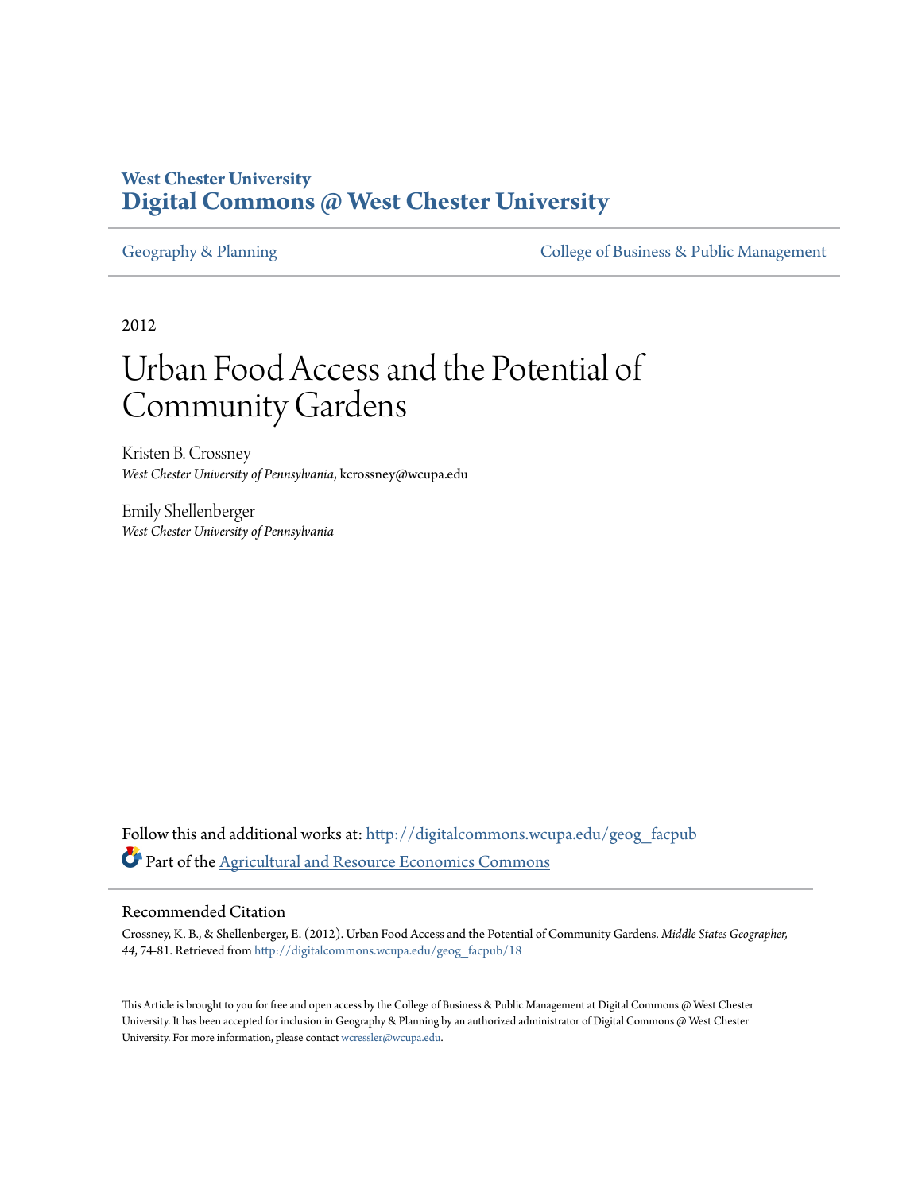**West Chester University**
**Digital Commons @ West Chester University**

Geography & Planning | College of Business & Public Management

2012

# Urban Food Access and the Potential of Community Gardens

Kristen B. Crossney
*West Chester University of Pennsylvania*, kcrossney@wcupa.edu

Emily Shellenberger
*West Chester University of Pennsylvania*

Follow this and additional works at: http://digitalcommons.wcupa.edu/geog_facpub

Part of the Agricultural and Resource Economics Commons

## Recommended Citation

Crossney, K. B., & Shellenberger, E. (2012). Urban Food Access and the Potential of Community Gardens. *Middle States Geographer, 44*, 74-81. Retrieved from http://digitalcommons.wcupa.edu/geog_facpub/18

This Article is brought to you for free and open access by the College of Business & Public Management at Digital Commons @ West Chester University. It has been accepted for inclusion in Geography & Planning by an authorized administrator of Digital Commons @ West Chester University. For more information, please contact wcressler@wcupa.edu.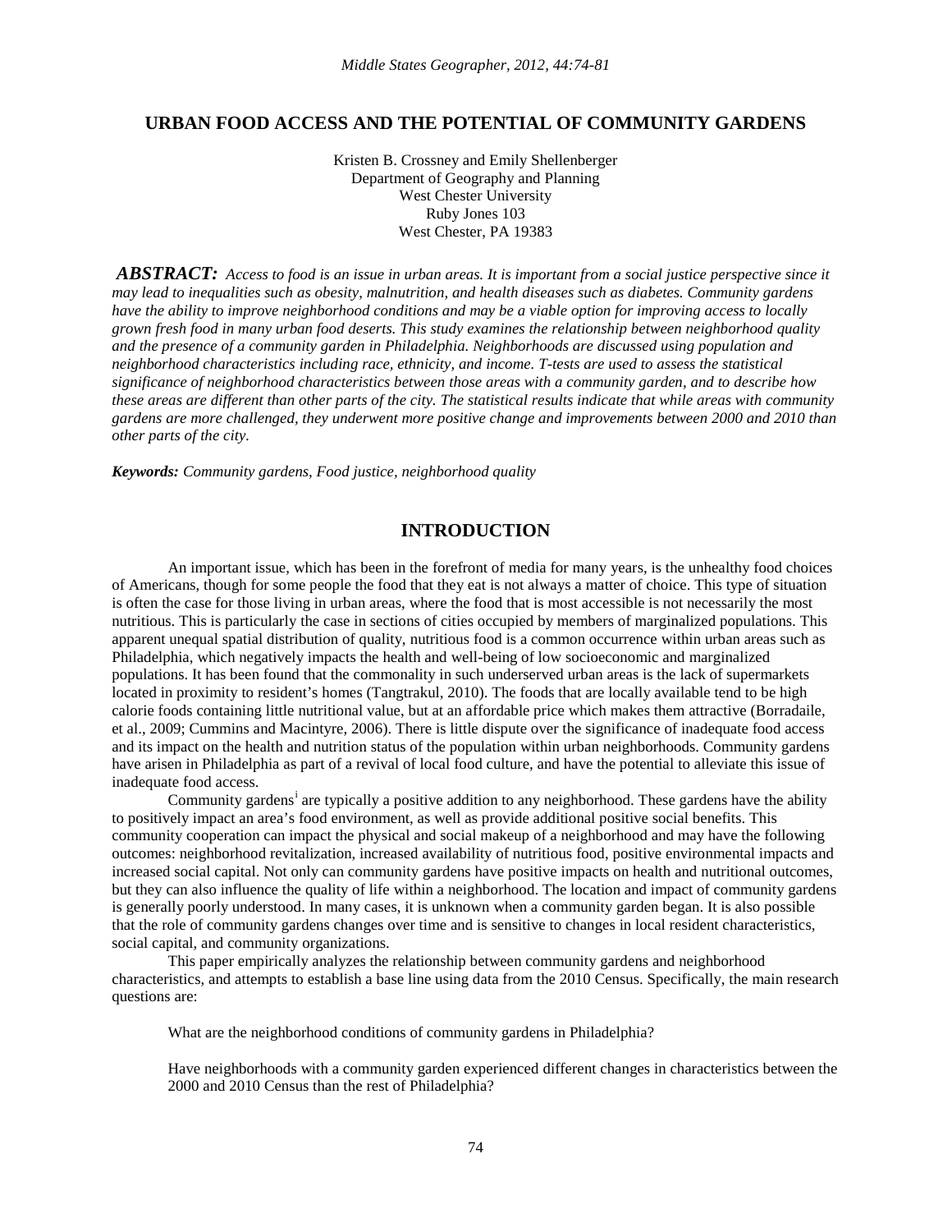# URBAN FOOD ACCESS AND THE POTENTIAL OF COMMUNITY GARDENS

Kristen B. Crossney and Emily Shellenberger
Department of Geography and Planning
West Chester University
Ruby Jones 103
West Chester, PA 19383

***ABSTRACT:*** *Access to food is an issue in urban areas. It is important from a social justice perspective since it may lead to inequalities such as obesity, malnutrition, and health diseases such as diabetes. Community gardens have the ability to improve neighborhood conditions and may be a viable option for improving access to locally grown fresh food in many urban food deserts. This study examines the relationship between neighborhood quality and the presence of a community garden in Philadelphia. Neighborhoods are discussed using population and neighborhood characteristics including race, ethnicity, and income. T-tests are used to assess the statistical significance of neighborhood characteristics between those areas with a community garden, and to describe how these areas are different than other parts of the city. The statistical results indicate that while areas with community gardens are more challenged, they underwent more positive change and improvements between 2000 and 2010 than other parts of the city.*

***Keywords:*** *Community gardens, Food justice, neighborhood quality*

## INTRODUCTION

An important issue, which has been in the forefront of media for many years, is the unhealthy food choices of Americans, though for some people the food that they eat is not always a matter of choice. This type of situation is often the case for those living in urban areas, where the food that is most accessible is not necessarily the most nutritious. This is particularly the case in sections of cities occupied by members of marginalized populations. This apparent unequal spatial distribution of quality, nutritious food is a common occurrence within urban areas such as Philadelphia, which negatively impacts the health and well-being of low socioeconomic and marginalized populations. It has been found that the commonality in such underserved urban areas is the lack of supermarkets located in proximity to resident's homes (Tangtrakul, 2010). The foods that are locally available tend to be high calorie foods containing little nutritional value, but at an affordable price which makes them attractive (Borradaile, et al., 2009; Cummins and Macintyre, 2006). There is little dispute over the significance of inadequate food access and its impact on the health and nutrition status of the population within urban neighborhoods. Community gardens have arisen in Philadelphia as part of a revival of local food culture, and have the potential to alleviate this issue of inadequate food access.

Community gardens[i] are typically a positive addition to any neighborhood. These gardens have the ability to positively impact an area's food environment, as well as provide additional positive social benefits. This community cooperation can impact the physical and social makeup of a neighborhood and may have the following outcomes: neighborhood revitalization, increased availability of nutritious food, positive environmental impacts and increased social capital. Not only can community gardens have positive impacts on health and nutritional outcomes, but they can also influence the quality of life within a neighborhood. The location and impact of community gardens is generally poorly understood. In many cases, it is unknown when a community garden began. It is also possible that the role of community gardens changes over time and is sensitive to changes in local resident characteristics, social capital, and community organizations.

This paper empirically analyzes the relationship between community gardens and neighborhood characteristics, and attempts to establish a base line using data from the 2010 Census. Specifically, the main research questions are:

What are the neighborhood conditions of community gardens in Philadelphia?

Have neighborhoods with a community garden experienced different changes in characteristics between the 2000 and 2010 Census than the rest of Philadelphia?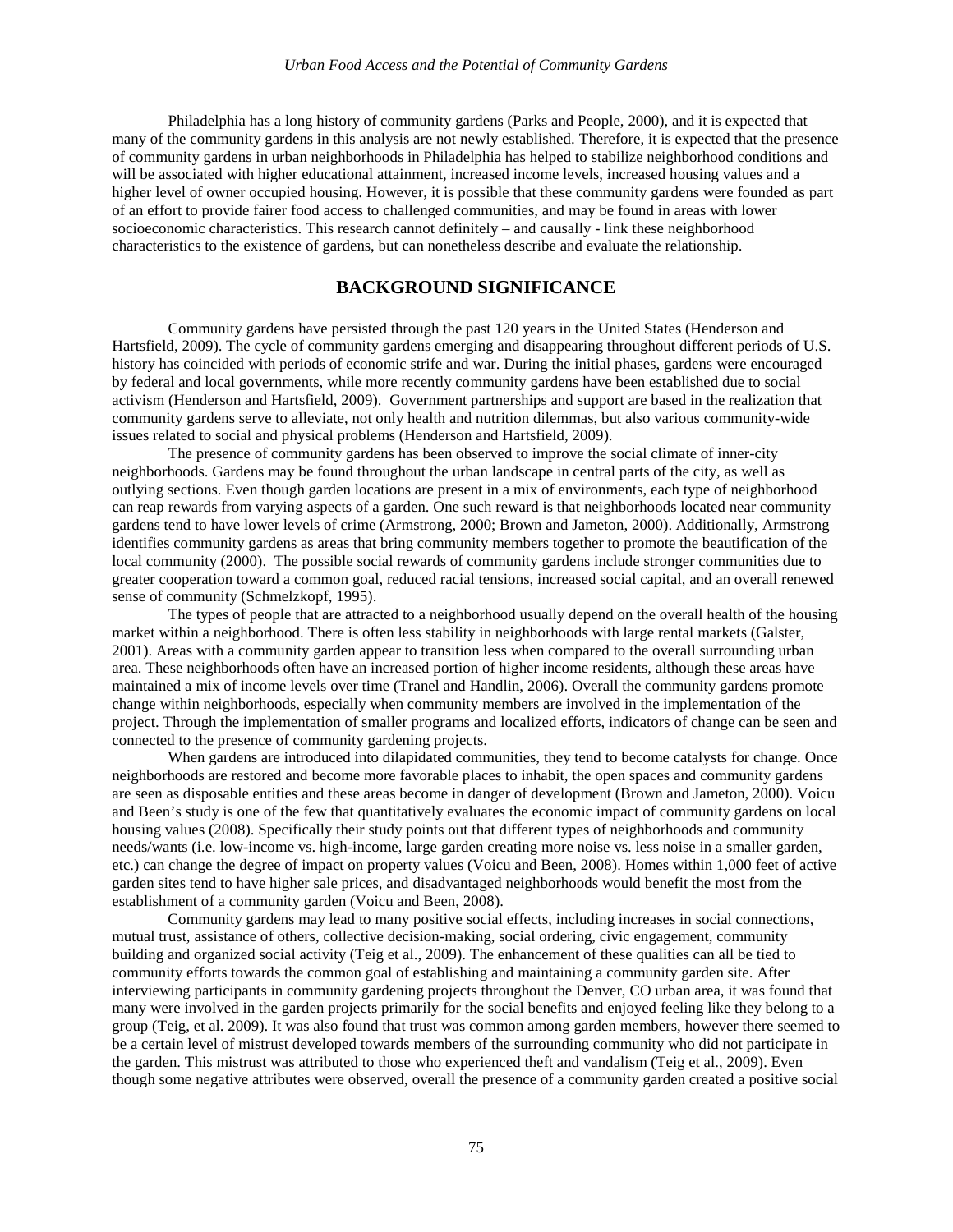Philadelphia has a long history of community gardens (Parks and People, 2000), and it is expected that many of the community gardens in this analysis are not newly established. Therefore, it is expected that the presence of community gardens in urban neighborhoods in Philadelphia has helped to stabilize neighborhood conditions and will be associated with higher educational attainment, increased income levels, increased housing values and a higher level of owner occupied housing. However, it is possible that these community gardens were founded as part of an effort to provide fairer food access to challenged communities, and may be found in areas with lower socioeconomic characteristics. This research cannot definitely – and causally - link these neighborhood characteristics to the existence of gardens, but can nonetheless describe and evaluate the relationship.

## BACKGROUND SIGNIFICANCE

Community gardens have persisted through the past 120 years in the United States (Henderson and Hartsfield, 2009). The cycle of community gardens emerging and disappearing throughout different periods of U.S. history has coincided with periods of economic strife and war. During the initial phases, gardens were encouraged by federal and local governments, while more recently community gardens have been established due to social activism (Henderson and Hartsfield, 2009). Government partnerships and support are based in the realization that community gardens serve to alleviate, not only health and nutrition dilemmas, but also various community-wide issues related to social and physical problems (Henderson and Hartsfield, 2009).

The presence of community gardens has been observed to improve the social climate of inner-city neighborhoods. Gardens may be found throughout the urban landscape in central parts of the city, as well as outlying sections. Even though garden locations are present in a mix of environments, each type of neighborhood can reap rewards from varying aspects of a garden. One such reward is that neighborhoods located near community gardens tend to have lower levels of crime (Armstrong, 2000; Brown and Jameton, 2000). Additionally, Armstrong identifies community gardens as areas that bring community members together to promote the beautification of the local community (2000). The possible social rewards of community gardens include stronger communities due to greater cooperation toward a common goal, reduced racial tensions, increased social capital, and an overall renewed sense of community (Schmelzkopf, 1995).

The types of people that are attracted to a neighborhood usually depend on the overall health of the housing market within a neighborhood. There is often less stability in neighborhoods with large rental markets (Galster, 2001). Areas with a community garden appear to transition less when compared to the overall surrounding urban area. These neighborhoods often have an increased portion of higher income residents, although these areas have maintained a mix of income levels over time (Tranel and Handlin, 2006). Overall the community gardens promote change within neighborhoods, especially when community members are involved in the implementation of the project. Through the implementation of smaller programs and localized efforts, indicators of change can be seen and connected to the presence of community gardening projects.

When gardens are introduced into dilapidated communities, they tend to become catalysts for change. Once neighborhoods are restored and become more favorable places to inhabit, the open spaces and community gardens are seen as disposable entities and these areas become in danger of development (Brown and Jameton, 2000). Voicu and Been's study is one of the few that quantitatively evaluates the economic impact of community gardens on local housing values (2008). Specifically their study points out that different types of neighborhoods and community needs/wants (i.e. low-income vs. high-income, large garden creating more noise vs. less noise in a smaller garden, etc.) can change the degree of impact on property values (Voicu and Been, 2008). Homes within 1,000 feet of active garden sites tend to have higher sale prices, and disadvantaged neighborhoods would benefit the most from the establishment of a community garden (Voicu and Been, 2008).

Community gardens may lead to many positive social effects, including increases in social connections, mutual trust, assistance of others, collective decision-making, social ordering, civic engagement, community building and organized social activity (Teig et al., 2009). The enhancement of these qualities can all be tied to community efforts towards the common goal of establishing and maintaining a community garden site. After interviewing participants in community gardening projects throughout the Denver, CO urban area, it was found that many were involved in the garden projects primarily for the social benefits and enjoyed feeling like they belong to a group (Teig, et al. 2009). It was also found that trust was common among garden members, however there seemed to be a certain level of mistrust developed towards members of the surrounding community who did not participate in the garden. This mistrust was attributed to those who experienced theft and vandalism (Teig et al., 2009). Even though some negative attributes were observed, overall the presence of a community garden created a positive social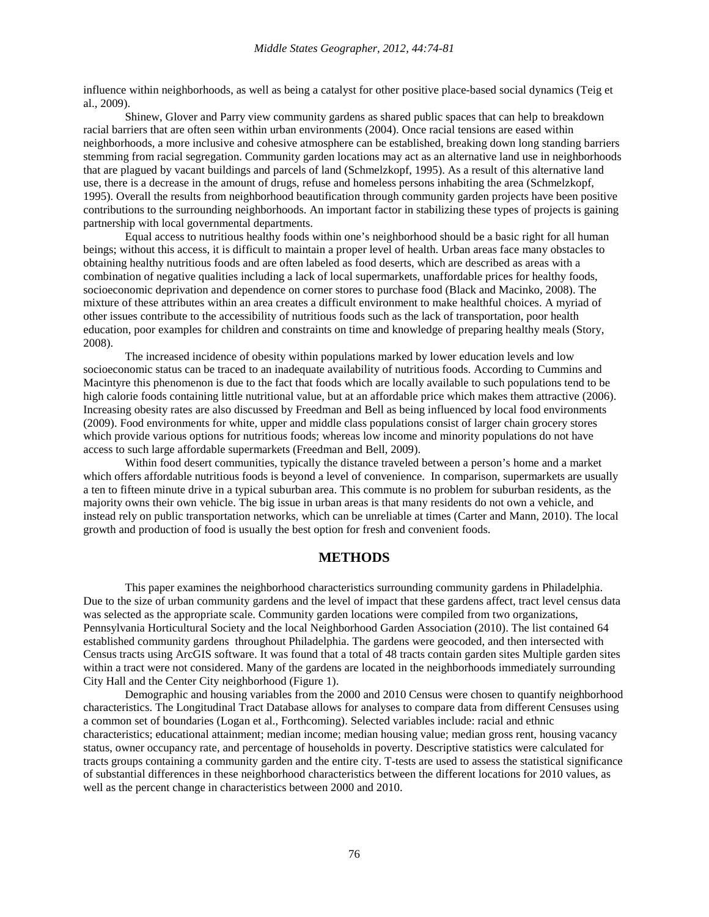influence within neighborhoods, as well as being a catalyst for other positive place-based social dynamics (Teig et al., 2009).

Shinew, Glover and Parry view community gardens as shared public spaces that can help to breakdown racial barriers that are often seen within urban environments (2004). Once racial tensions are eased within neighborhoods, a more inclusive and cohesive atmosphere can be established, breaking down long standing barriers stemming from racial segregation. Community garden locations may act as an alternative land use in neighborhoods that are plagued by vacant buildings and parcels of land (Schmelzkopf, 1995). As a result of this alternative land use, there is a decrease in the amount of drugs, refuse and homeless persons inhabiting the area (Schmelzkopf, 1995). Overall the results from neighborhood beautification through community garden projects have been positive contributions to the surrounding neighborhoods. An important factor in stabilizing these types of projects is gaining partnership with local governmental departments.

Equal access to nutritious healthy foods within one's neighborhood should be a basic right for all human beings; without this access, it is difficult to maintain a proper level of health. Urban areas face many obstacles to obtaining healthy nutritious foods and are often labeled as food deserts, which are described as areas with a combination of negative qualities including a lack of local supermarkets, unaffordable prices for healthy foods, socioeconomic deprivation and dependence on corner stores to purchase food (Black and Macinko, 2008). The mixture of these attributes within an area creates a difficult environment to make healthful choices. A myriad of other issues contribute to the accessibility of nutritious foods such as the lack of transportation, poor health education, poor examples for children and constraints on time and knowledge of preparing healthy meals (Story, 2008).

The increased incidence of obesity within populations marked by lower education levels and low socioeconomic status can be traced to an inadequate availability of nutritious foods. According to Cummins and Macintyre this phenomenon is due to the fact that foods which are locally available to such populations tend to be high calorie foods containing little nutritional value, but at an affordable price which makes them attractive (2006). Increasing obesity rates are also discussed by Freedman and Bell as being influenced by local food environments (2009). Food environments for white, upper and middle class populations consist of larger chain grocery stores which provide various options for nutritious foods; whereas low income and minority populations do not have access to such large affordable supermarkets (Freedman and Bell, 2009).

Within food desert communities, typically the distance traveled between a person's home and a market which offers affordable nutritious foods is beyond a level of convenience. In comparison, supermarkets are usually a ten to fifteen minute drive in a typical suburban area. This commute is no problem for suburban residents, as the majority owns their own vehicle. The big issue in urban areas is that many residents do not own a vehicle, and instead rely on public transportation networks, which can be unreliable at times (Carter and Mann, 2010). The local growth and production of food is usually the best option for fresh and convenient foods.

## METHODS

This paper examines the neighborhood characteristics surrounding community gardens in Philadelphia. Due to the size of urban community gardens and the level of impact that these gardens affect, tract level census data was selected as the appropriate scale. Community garden locations were compiled from two organizations, Pennsylvania Horticultural Society and the local Neighborhood Garden Association (2010). The list contained 64 established community gardens throughout Philadelphia. The gardens were geocoded, and then intersected with Census tracts using ArcGIS software. It was found that a total of 48 tracts contain garden sites Multiple garden sites within a tract were not considered. Many of the gardens are located in the neighborhoods immediately surrounding City Hall and the Center City neighborhood (Figure 1).

Demographic and housing variables from the 2000 and 2010 Census were chosen to quantify neighborhood characteristics. The Longitudinal Tract Database allows for analyses to compare data from different Censuses using a common set of boundaries (Logan et al., Forthcoming). Selected variables include: racial and ethnic characteristics; educational attainment; median income; median housing value; median gross rent, housing vacancy status, owner occupancy rate, and percentage of households in poverty. Descriptive statistics were calculated for tracts groups containing a community garden and the entire city. T-tests are used to assess the statistical significance of substantial differences in these neighborhood characteristics between the different locations for 2010 values, as well as the percent change in characteristics between 2000 and 2010.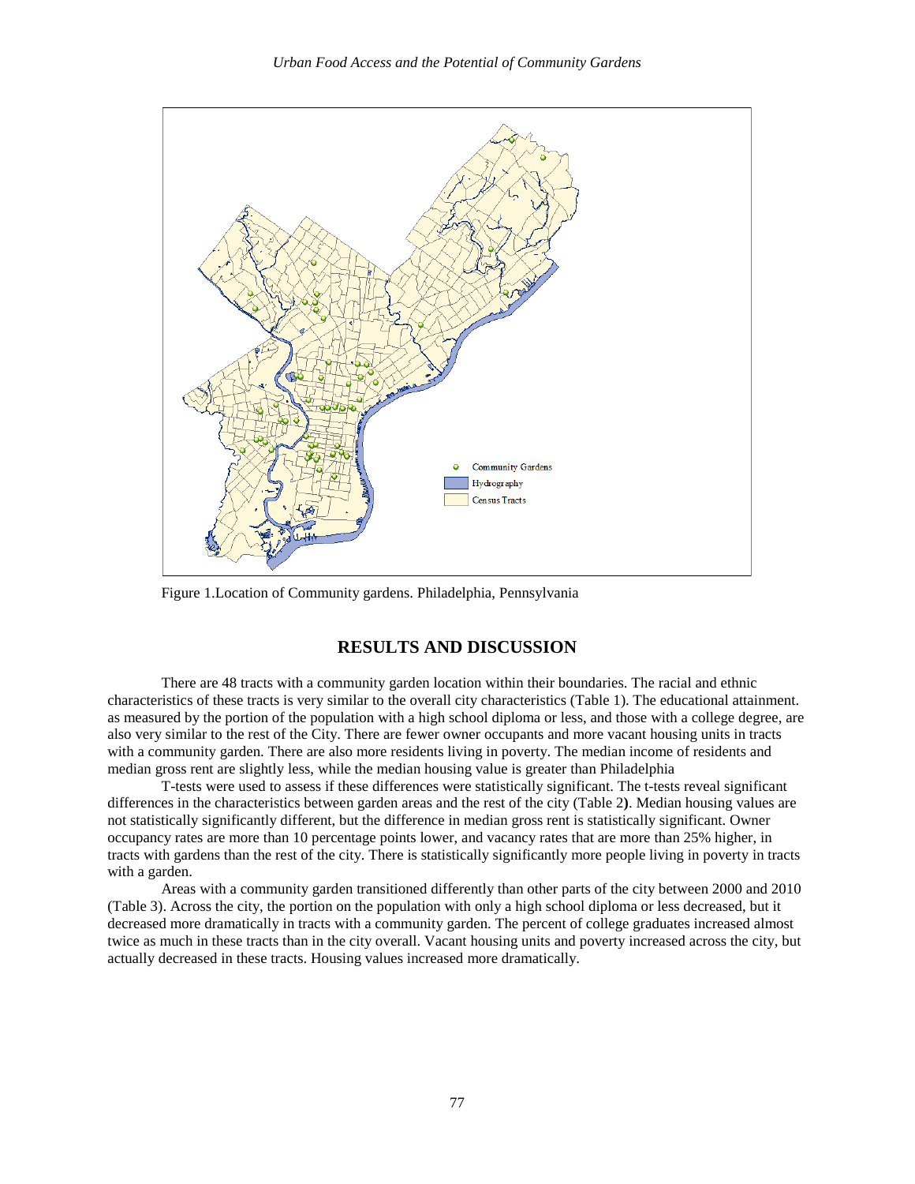Figure 1.Location of Community gardens. Philadelphia, Pennsylvania

## RESULTS AND DISCUSSION

There are 48 tracts with a community garden location within their boundaries. The racial and ethnic characteristics of these tracts is very similar to the overall city characteristics (Table 1). The educational attainment. as measured by the portion of the population with a high school diploma or less, and those with a college degree, are also very similar to the rest of the City. There are fewer owner occupants and more vacant housing units in tracts with a community garden. There are also more residents living in poverty. The median income of residents and median gross rent are slightly less, while the median housing value is greater than Philadelphia

T-tests were used to assess if these differences were statistically significant. The t-tests reveal significant differences in the characteristics between garden areas and the rest of the city (Table 2**)**. Median housing values are not statistically significantly different, but the difference in median gross rent is statistically significant. Owner occupancy rates are more than 10 percentage points lower, and vacancy rates that are more than 25% higher, in tracts with gardens than the rest of the city. There is statistically significantly more people living in poverty in tracts with a garden.

Areas with a community garden transitioned differently than other parts of the city between 2000 and 2010 (Table 3). Across the city, the portion on the population with only a high school diploma or less decreased, but it decreased more dramatically in tracts with a community garden. The percent of college graduates increased almost twice as much in these tracts than in the city overall. Vacant housing units and poverty increased across the city, but actually decreased in these tracts. Housing values increased more dramatically.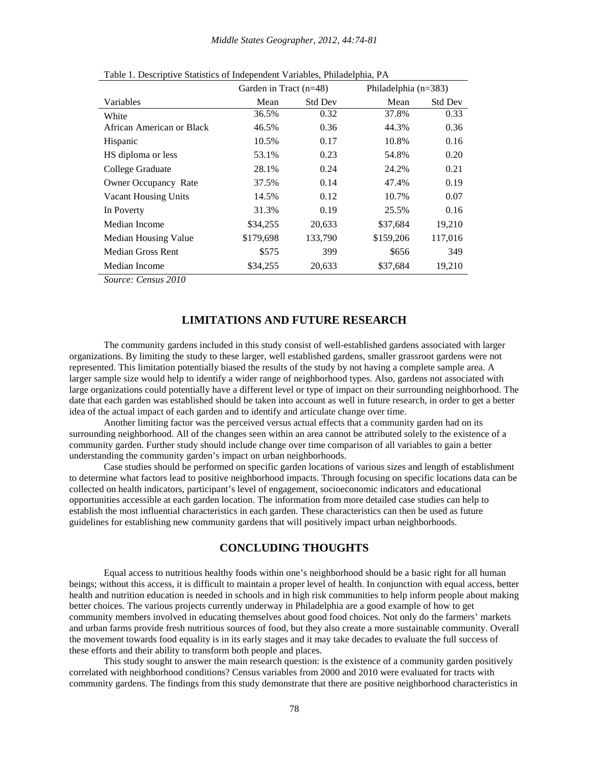Table 1. Descriptive Statistics of Independent Variables, Philadelphia, PA

| | Garden in Tract (n=48) | | Philadelphia (n=383) | |
|---|---|---|---|---|
| Variables | Mean | Std Dev | Mean | Std Dev |
| White | 36.5% | 0.32 | 37.8% | 0.33 |
| African American or Black | 46.5% | 0.36 | 44.3% | 0.36 |
| Hispanic | 10.5% | 0.17 | 10.8% | 0.16 |
| HS diploma or less | 53.1% | 0.23 | 54.8% | 0.20 |
| College Graduate | 28.1% | 0.24 | 24.2% | 0.21 |
| Owner Occupancy Rate | 37.5% | 0.14 | 47.4% | 0.19 |
| Vacant Housing Units | 14.5% | 0.12 | 10.7% | 0.07 |
| In Poverty | 31.3% | 0.19 | 25.5% | 0.16 |
| Median Income | $34,255 | 20,633 | $37,684 | 19,210 |
| Median Housing Value | $179,698 | 133,790 | $159,206 | 117,016 |
| Median Gross Rent | $575 | 399 | $656 | 349 |
| Median Income | $34,255 | 20,633 | $37,684 | 19,210 |

*Source: Census 2010*

## LIMITATIONS AND FUTURE RESEARCH

The community gardens included in this study consist of well-established gardens associated with larger organizations. By limiting the study to these larger, well established gardens, smaller grassroot gardens were not represented. This limitation potentially biased the results of the study by not having a complete sample area. A larger sample size would help to identify a wider range of neighborhood types. Also, gardens not associated with large organizations could potentially have a different level or type of impact on their surrounding neighborhood. The date that each garden was established should be taken into account as well in future research, in order to get a better idea of the actual impact of each garden and to identify and articulate change over time.

Another limiting factor was the perceived versus actual effects that a community garden had on its surrounding neighborhood. All of the changes seen within an area cannot be attributed solely to the existence of a community garden. Further study should include change over time comparison of all variables to gain a better understanding the community garden's impact on urban neighborhoods.

Case studies should be performed on specific garden locations of various sizes and length of establishment to determine what factors lead to positive neighborhood impacts. Through focusing on specific locations data can be collected on health indicators, participant's level of engagement, socioeconomic indicators and educational opportunities accessible at each garden location. The information from more detailed case studies can help to establish the most influential characteristics in each garden. These characteristics can then be used as future guidelines for establishing new community gardens that will positively impact urban neighborhoods.

## CONCLUDING THOUGHTS

Equal access to nutritious healthy foods within one's neighborhood should be a basic right for all human beings; without this access, it is difficult to maintain a proper level of health. In conjunction with equal access, better health and nutrition education is needed in schools and in high risk communities to help inform people about making better choices. The various projects currently underway in Philadelphia are a good example of how to get community members involved in educating themselves about good food choices. Not only do the farmers' markets and urban farms provide fresh nutritious sources of food, but they also create a more sustainable community. Overall the movement towards food equality is in its early stages and it may take decades to evaluate the full success of these efforts and their ability to transform both people and places.

This study sought to answer the main research question: is the existence of a community garden positively correlated with neighborhood conditions? Census variables from 2000 and 2010 were evaluated for tracts with community gardens. The findings from this study demonstrate that there are positive neighborhood characteristics in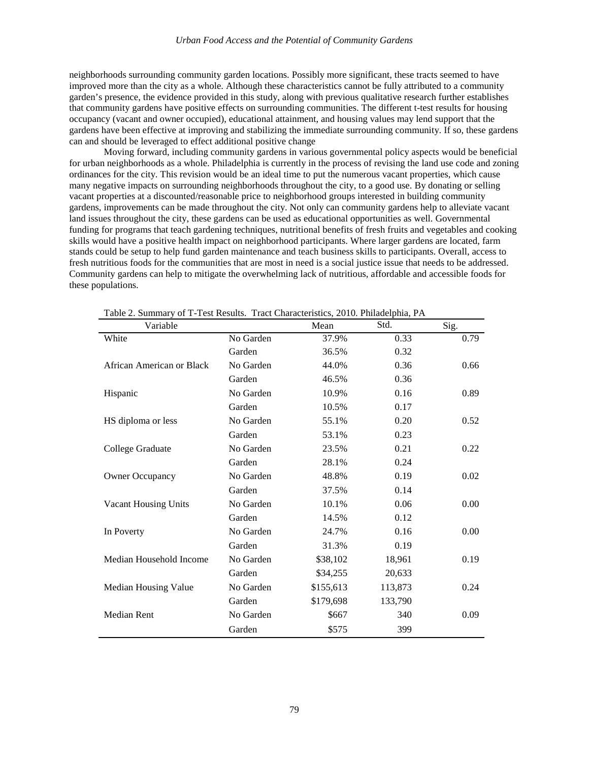neighborhoods surrounding community garden locations. Possibly more significant, these tracts seemed to have improved more than the city as a whole. Although these characteristics cannot be fully attributed to a community garden's presence, the evidence provided in this study, along with previous qualitative research further establishes that community gardens have positive effects on surrounding communities. The different t-test results for housing occupancy (vacant and owner occupied), educational attainment, and housing values may lend support that the gardens have been effective at improving and stabilizing the immediate surrounding community. If so, these gardens can and should be leveraged to effect additional positive change

Moving forward, including community gardens in various governmental policy aspects would be beneficial for urban neighborhoods as a whole. Philadelphia is currently in the process of revising the land use code and zoning ordinances for the city. This revision would be an ideal time to put the numerous vacant properties, which cause many negative impacts on surrounding neighborhoods throughout the city, to a good use. By donating or selling vacant properties at a discounted/reasonable price to neighborhood groups interested in building community gardens, improvements can be made throughout the city. Not only can community gardens help to alleviate vacant land issues throughout the city, these gardens can be used as educational opportunities as well. Governmental funding for programs that teach gardening techniques, nutritional benefits of fresh fruits and vegetables and cooking skills would have a positive health impact on neighborhood participants. Where larger gardens are located, farm stands could be setup to help fund garden maintenance and teach business skills to participants. Overall, access to fresh nutritious foods for the communities that are most in need is a social justice issue that needs to be addressed. Community gardens can help to mitigate the overwhelming lack of nutritious, affordable and accessible foods for these populations.

Table 2. Summary of T-Test Results. Tract Characteristics, 2010. Philadelphia, PA

| Variable | | Mean | Std. | Sig. |
|---|---|---|---|---|
| White | No Garden | 37.9% | 0.33 | 0.79 |
| | Garden | 36.5% | 0.32 | |
| African American or Black | No Garden | 44.0% | 0.36 | 0.66 |
| | Garden | 46.5% | 0.36 | |
| Hispanic | No Garden | 10.9% | 0.16 | 0.89 |
| | Garden | 10.5% | 0.17 | |
| HS diploma or less | No Garden | 55.1% | 0.20 | 0.52 |
| | Garden | 53.1% | 0.23 | |
| College Graduate | No Garden | 23.5% | 0.21 | 0.22 |
| | Garden | 28.1% | 0.24 | |
| Owner Occupancy | No Garden | 48.8% | 0.19 | 0.02 |
| | Garden | 37.5% | 0.14 | |
| Vacant Housing Units | No Garden | 10.1% | 0.06 | 0.00 |
| | Garden | 14.5% | 0.12 | |
| In Poverty | No Garden | 24.7% | 0.16 | 0.00 |
| | Garden | 31.3% | 0.19 | |
| Median Household Income | No Garden | $38,102 | 18,961 | 0.19 |
| | Garden | $34,255 | 20,633 | |
| Median Housing Value | No Garden | $155,613 | 113,873 | 0.24 |
| | Garden | $179,698 | 133,790 | |
| Median Rent | No Garden | $667 | 340 | 0.09 |
| | Garden | $575 | 399 | |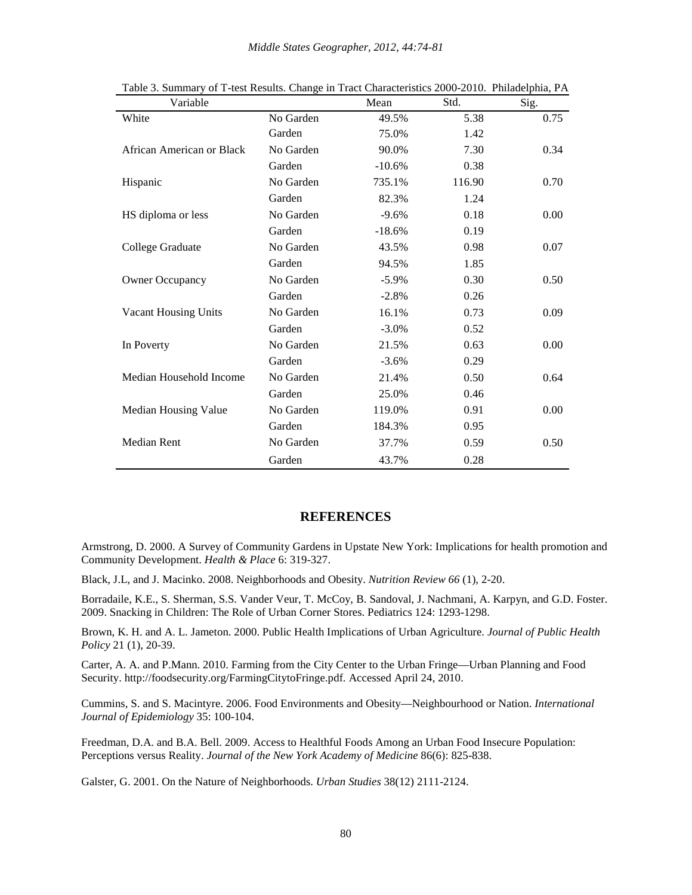Table 3. Summary of T-test Results. Change in Tract Characteristics 2000-2010. Philadelphia, PA

| Variable | | Mean | Std. | Sig. |
|---|---|---|---|---|
| White | No Garden | 49.5% | 5.38 | 0.75 |
| | Garden | 75.0% | 1.42 | |
| African American or Black | No Garden | 90.0% | 7.30 | 0.34 |
| | Garden | -10.6% | 0.38 | |
| Hispanic | No Garden | 735.1% | 116.90 | 0.70 |
| | Garden | 82.3% | 1.24 | |
| HS diploma or less | No Garden | -9.6% | 0.18 | 0.00 |
| | Garden | -18.6% | 0.19 | |
| College Graduate | No Garden | 43.5% | 0.98 | 0.07 |
| | Garden | 94.5% | 1.85 | |
| Owner Occupancy | No Garden | -5.9% | 0.30 | 0.50 |
| | Garden | -2.8% | 0.26 | |
| Vacant Housing Units | No Garden | 16.1% | 0.73 | 0.09 |
| | Garden | -3.0% | 0.52 | |
| In Poverty | No Garden | 21.5% | 0.63 | 0.00 |
| | Garden | -3.6% | 0.29 | |
| Median Household Income | No Garden | 21.4% | 0.50 | 0.64 |
| | Garden | 25.0% | 0.46 | |
| Median Housing Value | No Garden | 119.0% | 0.91 | 0.00 |
| | Garden | 184.3% | 0.95 | |
| Median Rent | No Garden | 37.7% | 0.59 | 0.50 |
| | Garden | 43.7% | 0.28 | |

## REFERENCES

Armstrong, D. 2000. A Survey of Community Gardens in Upstate New York: Implications for health promotion and Community Development. *Health & Place* 6: 319-327.

Black, J.L, and J. Macinko. 2008. Neighborhoods and Obesity. *Nutrition Review 66* (1), 2-20.

Borradaile, K.E., S. Sherman, S.S. Vander Veur, T. McCoy, B. Sandoval, J. Nachmani, A. Karpyn, and G.D. Foster. 2009. Snacking in Children: The Role of Urban Corner Stores. Pediatrics 124: 1293-1298.

Brown, K. H. and A. L. Jameton. 2000. Public Health Implications of Urban Agriculture. *Journal of Public Health Policy* 21 (1), 20-39.

Carter, A. A. and P.Mann. 2010. Farming from the City Center to the Urban Fringe—Urban Planning and Food Security. http://foodsecurity.org/FarmingCitytoFringe.pdf. Accessed April 24, 2010.

Cummins, S. and S. Macintyre. 2006. Food Environments and Obesity—Neighbourhood or Nation. *International Journal of Epidemiology* 35: 100-104.

Freedman, D.A. and B.A. Bell. 2009. Access to Healthful Foods Among an Urban Food Insecure Population: Perceptions versus Reality. *Journal of the New York Academy of Medicine* 86(6): 825-838.

Galster, G. 2001. On the Nature of Neighborhoods. *Urban Studies* 38(12) 2111-2124.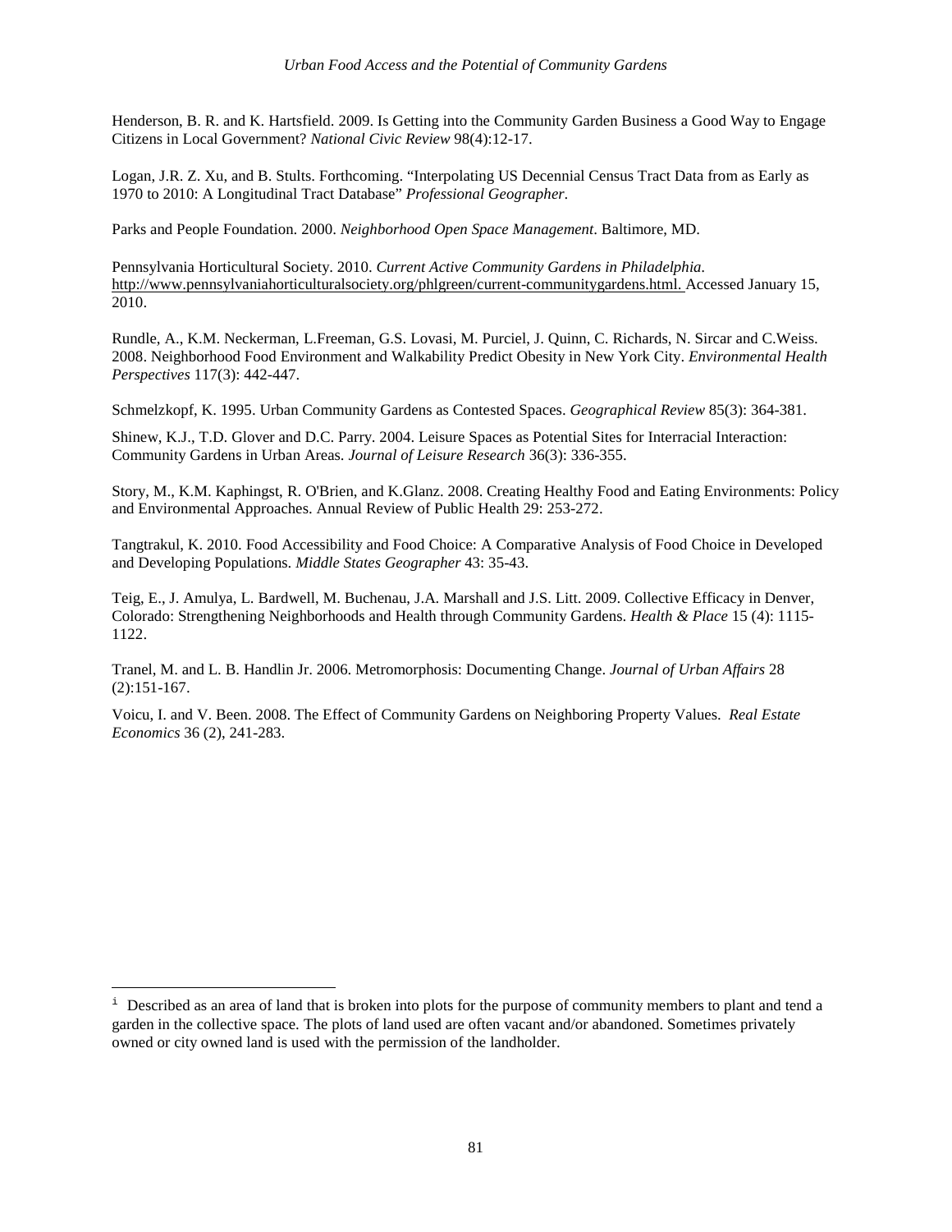Henderson, B. R. and K. Hartsfield. 2009. Is Getting into the Community Garden Business a Good Way to Engage Citizens in Local Government? *National Civic Review* 98(4):12-17.

Logan, J.R. Z. Xu, and B. Stults. Forthcoming. "Interpolating US Decennial Census Tract Data from as Early as 1970 to 2010: A Longitudinal Tract Database" *Professional Geographer*.

Parks and People Foundation. 2000. *Neighborhood Open Space Management*. Baltimore, MD.

Pennsylvania Horticultural Society. 2010. *Current Active Community Gardens in Philadelphia*. http://www.pennsylvaniahorticulturalsociety.org/phlgreen/current-communitygardens.html. Accessed January 15, 2010.

Rundle, A., K.M. Neckerman, L.Freeman, G.S. Lovasi, M. Purciel, J. Quinn, C. Richards, N. Sircar and C.Weiss. 2008. Neighborhood Food Environment and Walkability Predict Obesity in New York City. *Environmental Health Perspectives* 117(3): 442-447.

Schmelzkopf, K. 1995. Urban Community Gardens as Contested Spaces. *Geographical Review* 85(3): 364-381.

Shinew, K.J., T.D. Glover and D.C. Parry. 2004. Leisure Spaces as Potential Sites for Interracial Interaction: Community Gardens in Urban Areas. *Journal of Leisure Research* 36(3): 336-355.

Story, M., K.M. Kaphingst, R. O'Brien, and K.Glanz. 2008. Creating Healthy Food and Eating Environments: Policy and Environmental Approaches. Annual Review of Public Health 29: 253-272.

Tangtrakul, K. 2010. Food Accessibility and Food Choice: A Comparative Analysis of Food Choice in Developed and Developing Populations. *Middle States Geographer* 43: 35-43.

Teig, E., J. Amulya, L. Bardwell, M. Buchenau, J.A. Marshall and J.S. Litt. 2009. Collective Efficacy in Denver, Colorado: Strengthening Neighborhoods and Health through Community Gardens. *Health & Place* 15 (4): 1115-1122.

Tranel, M. and L. B. Handlin Jr. 2006. Metromorphosis: Documenting Change. *Journal of Urban Affairs* 28 (2):151-167.

Voicu, I. and V. Been. 2008. The Effect of Community Gardens on Neighboring Property Values. *Real Estate Economics* 36 (2), 241-283.

---

[i] Described as an area of land that is broken into plots for the purpose of community members to plant and tend a garden in the collective space. The plots of land used are often vacant and/or abandoned. Sometimes privately owned or city owned land is used with the permission of the landholder.